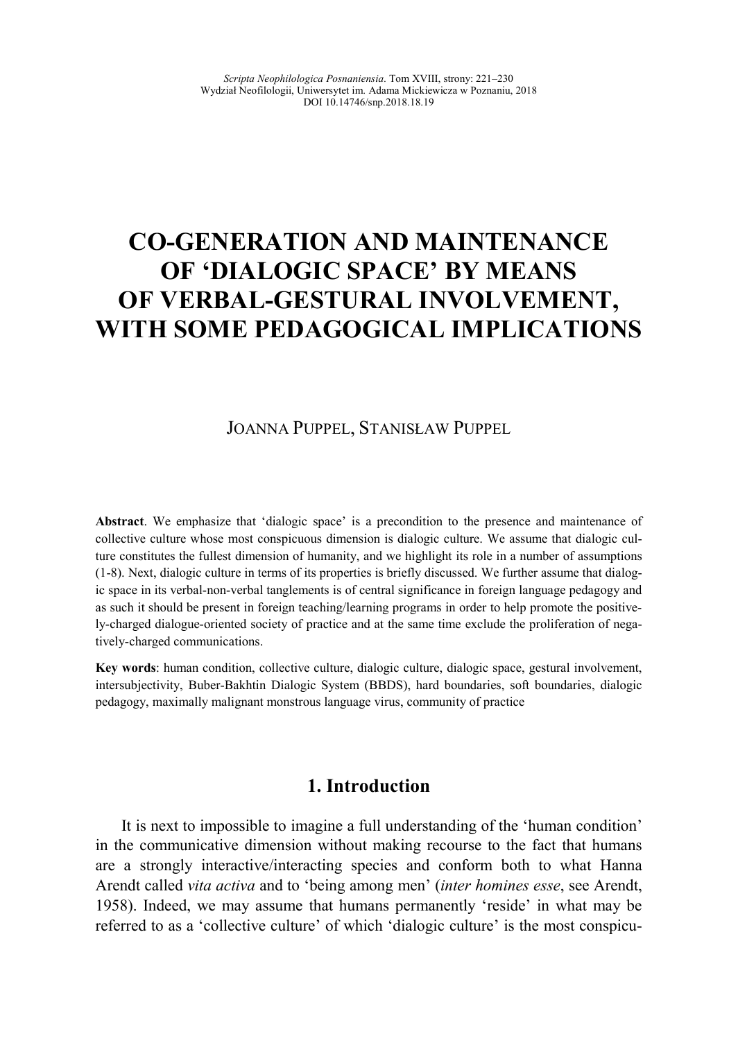# CO-GENERATION AND MAINTENANCE OF 'DIALOGIC SPACE' BY MEANS OF VERBAL-GESTURAL INVOLVEMENT, WITH SOME PEDAGOGICAL IMPLICATIONS

JOANNA PUPPEL, STANISŁAW PUPPEL

**Abstract**. We emphasize that 'dialogic space' is a precondition to the presence and maintenance of collective culture whose most conspicuous dimension is dialogic culture. We assume that dialogic culture constitutes the fullest dimension of humanity, and we highlight its role in a number of assumptions (1-8). Next, dialogic culture in terms of its properties is briefly discussed. We further assume that dialogic space in its verbal-non-verbal tanglements is of central significance in foreign language pedagogy and as such it should be present in foreign teaching/learning programs in order to help promote the positively-charged dialogue-oriented society of practice and at the same time exclude the proliferation of negatively-charged communications.

**Key words**: human condition, collective culture, dialogic culture, dialogic space, gestural involvement, intersubjectivity, Buber-Bakhtin Dialogic System (BBDS), hard boundaries, soft boundaries, dialogic pedagogy, maximally malignant monstrous language virus, community of practice

## 1. Introduction

It is next to impossible to imagine a full understanding of the 'human condition' in the communicative dimension without making recourse to the fact that humans are a strongly interactive/interacting species and conform both to what Hanna Arendt called *vita activa* and to 'being among men' (*inter homines esse*, see Arendt, 1958). Indeed, we may assume that humans permanently 'reside' in what may be referred to as a 'collective culture' of which 'dialogic culture' is the most conspicu-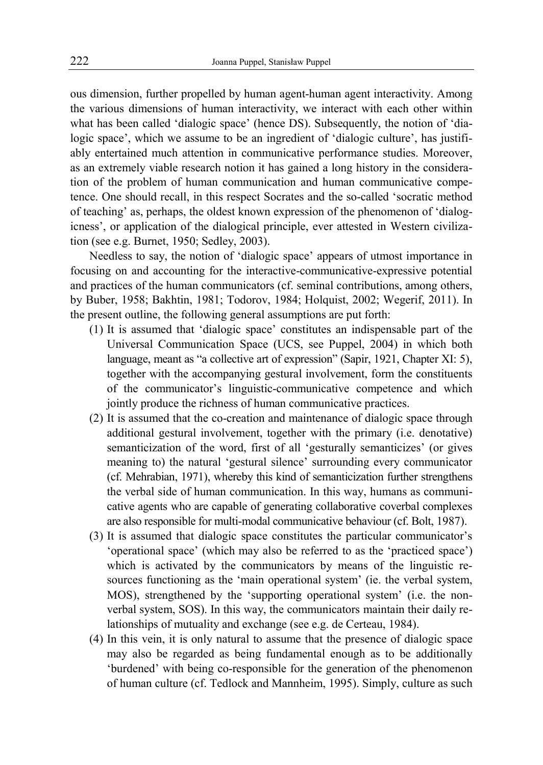ous dimension, further propelled by human agent-human agent interactivity. Among the various dimensions of human interactivity, we interact with each other within what has been called 'dialogic space' (hence DS). Subsequently, the notion of 'dialogic space', which we assume to be an ingredient of 'dialogic culture', has justifiably entertained much attention in communicative performance studies. Moreover, as an extremely viable research notion it has gained a long history in the consideration of the problem of human communication and human communicative competence. One should recall, in this respect Socrates and the so-called 'socratic method of teaching' as, perhaps, the oldest known expression of the phenomenon of 'dialogicness', or application of the dialogical principle, ever attested in Western civilization (see e.g. Burnet, 1950; Sedley, 2003).

Needless to say, the notion of 'dialogic space' appears of utmost importance in focusing on and accounting for the interactive-communicative-expressive potential and practices of the human communicators (cf. seminal contributions, among others, by Buber, 1958; Bakhtin, 1981; Todorov, 1984; Holquist, 2002; Wegerif, 2011). In the present outline, the following general assumptions are put forth:

(1) It is assumed that 'dialogic space' constitutes an indispensable part of the Universal Communication Space (UCS, see Puppel, 2004) in which both language, meant as "a collective art of expression" (Sapir, 1921, Chapter XI: 5), together with the accompanying gestural involvement, form the constituents of the communicator's linguistic-communicative competence and which jointly produce the richness of human communicative practices.

(2) It is assumed that the co-creation and maintenance of dialogic space through additional gestural involvement, together with the primary (i.e. denotative) semanticization of the word, first of all 'gesturally semanticizes' (or gives meaning to) the natural 'gestural silence' surrounding every communicator (cf. Mehrabian, 1971), whereby this kind of semanticization further strengthens the verbal side of human communication. In this way, humans as communicative agents who are capable of generating collaborative coverbal complexes are also responsible for multi-modal communicative behaviour (cf. Bolt, 1987).

(3) It is assumed that dialogic space constitutes the particular communicator's 'operational space' (which may also be referred to as the 'practiced space') which is activated by the communicators by means of the linguistic resources functioning as the 'main operational system' (ie. the verbal system, MOS), strengthened by the 'supporting operational system' (i.e. the non-verbal system, SOS). In this way, the communicators maintain their daily relationships of mutuality and exchange (see e.g. de Certeau, 1984).

(4) In this vein, it is only natural to assume that the presence of dialogic space may also be regarded as being fundamental enough as to be additionally 'burdened' with being co-responsible for the generation of the phenomenon of human culture (cf. Tedlock and Mannheim, 1995). Simply, culture as such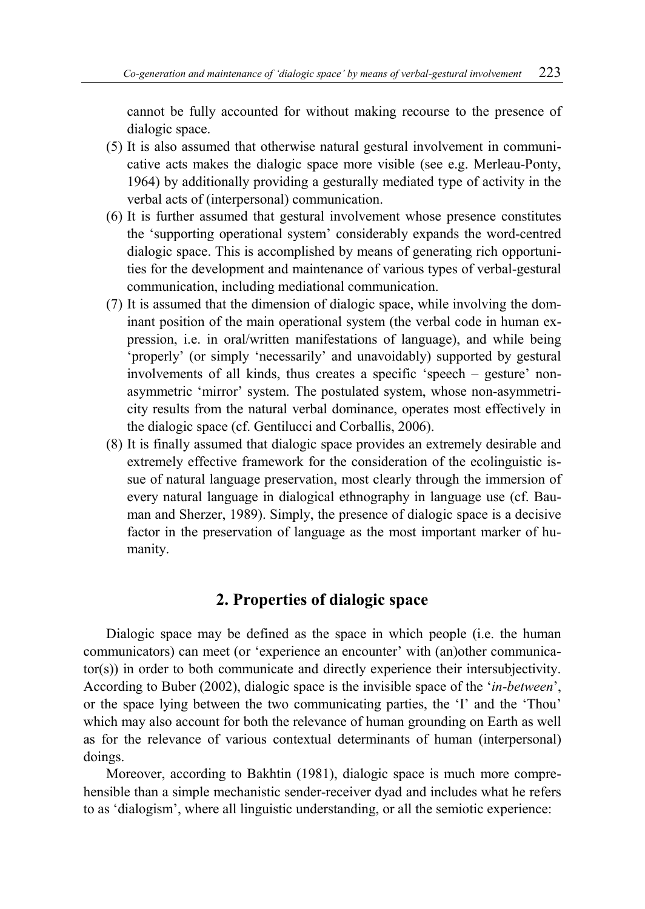cannot be fully accounted for without making recourse to the presence of dialogic space.

(5) It is also assumed that otherwise natural gestural involvement in communicative acts makes the dialogic space more visible (see e.g. Merleau-Ponty, 1964) by additionally providing a gesturally mediated type of activity in the verbal acts of (interpersonal) communication.

(6) It is further assumed that gestural involvement whose presence constitutes the 'supporting operational system' considerably expands the word-centred dialogic space. This is accomplished by means of generating rich opportunities for the development and maintenance of various types of verbal-gestural communication, including mediational communication.

(7) It is assumed that the dimension of dialogic space, while involving the dominant position of the main operational system (the verbal code in human expression, i.e. in oral/written manifestations of language), and while being 'properly' (or simply 'necessarily' and unavoidably) supported by gestural involvements of all kinds, thus creates a specific 'speech – gesture' non-asymmetric 'mirror' system. The postulated system, whose non-asymmetricity results from the natural verbal dominance, operates most effectively in the dialogic space (cf. Gentilucci and Corballis, 2006).

(8) It is finally assumed that dialogic space provides an extremely desirable and extremely effective framework for the consideration of the ecolinguistic issue of natural language preservation, most clearly through the immersion of every natural language in dialogical ethnography in language use (cf. Bauman and Sherzer, 1989). Simply, the presence of dialogic space is a decisive factor in the preservation of language as the most important marker of humanity.

## 2. Properties of dialogic space

Dialogic space may be defined as the space in which people (i.e. the human communicators) can meet (or 'experience an encounter' with (an)other communicator(s)) in order to both communicate and directly experience their intersubjectivity. According to Buber (2002), dialogic space is the invisible space of the '*in-between*', or the space lying between the two communicating parties, the 'I' and the 'Thou' which may also account for both the relevance of human grounding on Earth as well as for the relevance of various contextual determinants of human (interpersonal) doings.

Moreover, according to Bakhtin (1981), dialogic space is much more comprehensible than a simple mechanistic sender-receiver dyad and includes what he refers to as 'dialogism', where all linguistic understanding, or all the semiotic experience: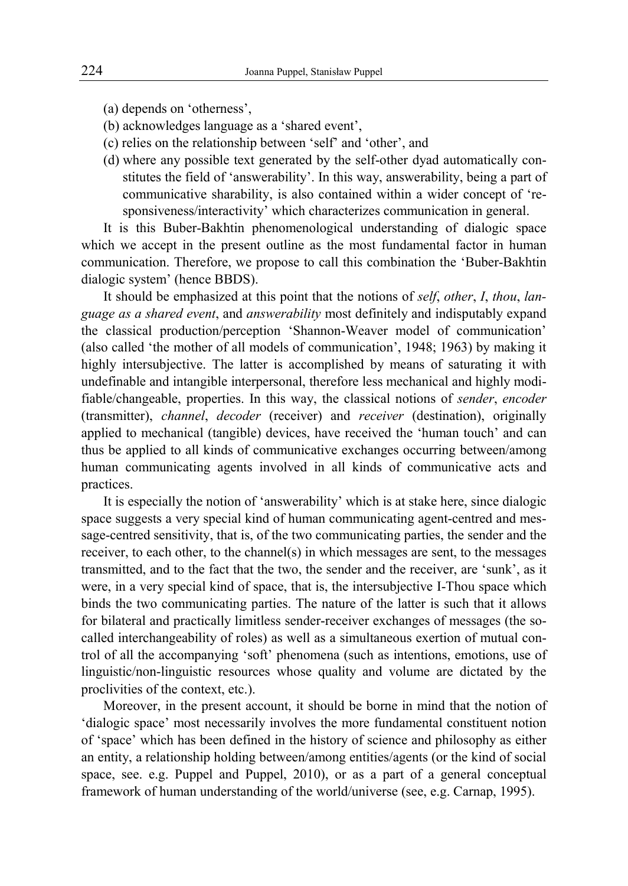(a) depends on 'otherness',
(b) acknowledges language as a 'shared event',
(c) relies on the relationship between 'self' and 'other', and
(d) where any possible text generated by the self-other dyad automatically constitutes the field of 'answerability'. In this way, answerability, being a part of communicative sharability, is also contained within a wider concept of 'responsiveness/interactivity' which characterizes communication in general.

It is this Buber-Bakhtin phenomenological understanding of dialogic space which we accept in the present outline as the most fundamental factor in human communication. Therefore, we propose to call this combination the 'Buber-Bakhtin dialogic system' (hence BBDS).

It should be emphasized at this point that the notions of *self*, *other*, *I*, *thou*, *language as a shared event*, and *answerability* most definitely and indisputably expand the classical production/perception 'Shannon-Weaver model of communication' (also called 'the mother of all models of communication', 1948; 1963) by making it highly intersubjective. The latter is accomplished by means of saturating it with undefinable and intangible interpersonal, therefore less mechanical and highly modifiable/changeable, properties. In this way, the classical notions of *sender*, *encoder* (transmitter), *channel*, *decoder* (receiver) and *receiver* (destination), originally applied to mechanical (tangible) devices, have received the 'human touch' and can thus be applied to all kinds of communicative exchanges occurring between/among human communicating agents involved in all kinds of communicative acts and practices.

It is especially the notion of 'answerability' which is at stake here, since dialogic space suggests a very special kind of human communicating agent-centred and message-centred sensitivity, that is, of the two communicating parties, the sender and the receiver, to each other, to the channel(s) in which messages are sent, to the messages transmitted, and to the fact that the two, the sender and the receiver, are 'sunk', as it were, in a very special kind of space, that is, the intersubjective I-Thou space which binds the two communicating parties. The nature of the latter is such that it allows for bilateral and practically limitless sender-receiver exchanges of messages (the so-called interchangeability of roles) as well as a simultaneous exertion of mutual control of all the accompanying 'soft' phenomena (such as intentions, emotions, use of linguistic/non-linguistic resources whose quality and volume are dictated by the proclivities of the context, etc.).

Moreover, in the present account, it should be borne in mind that the notion of 'dialogic space' most necessarily involves the more fundamental constituent notion of 'space' which has been defined in the history of science and philosophy as either an entity, a relationship holding between/among entities/agents (or the kind of social space, see. e.g. Puppel and Puppel, 2010), or as a part of a general conceptual framework of human understanding of the world/universe (see, e.g. Carnap, 1995).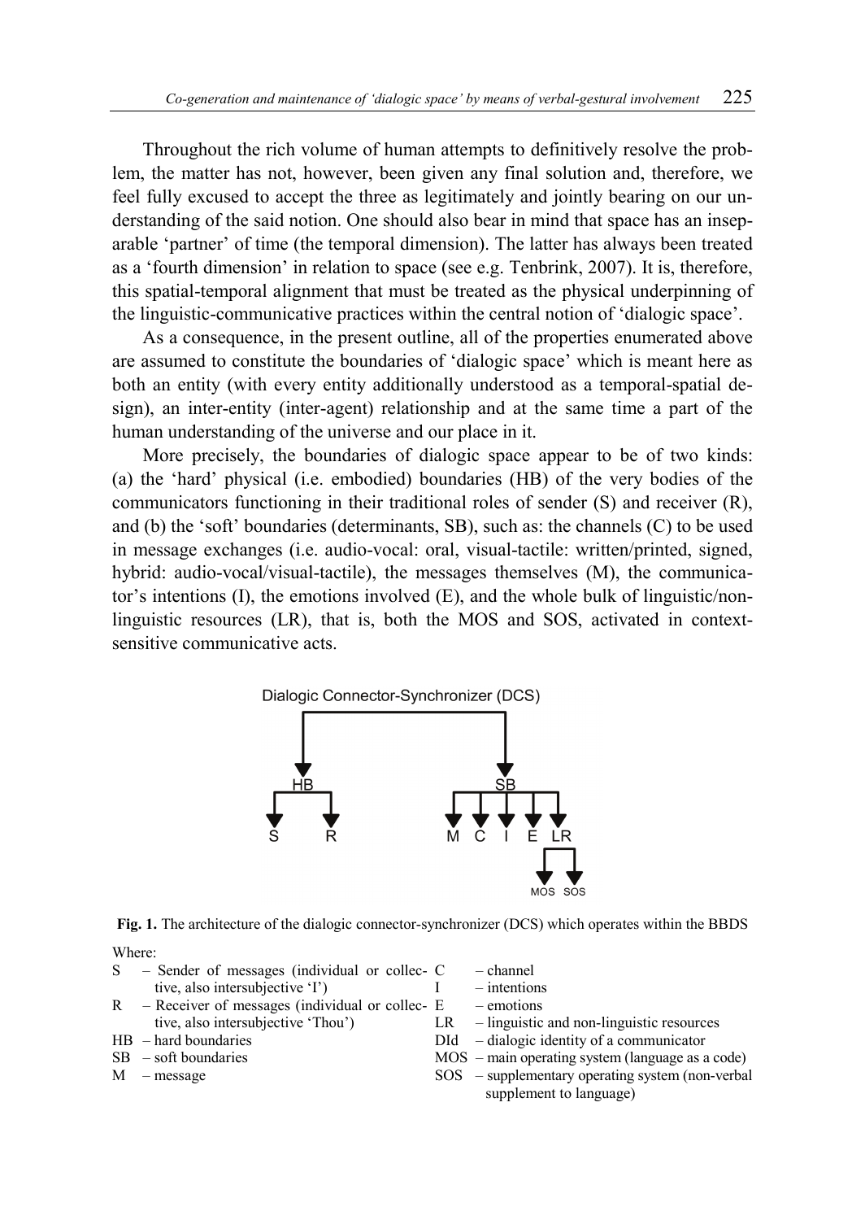Throughout the rich volume of human attempts to definitively resolve the problem, the matter has not, however, been given any final solution and, therefore, we feel fully excused to accept the three as legitimately and jointly bearing on our understanding of the said notion. One should also bear in mind that space has an inseparable 'partner' of time (the temporal dimension). The latter has always been treated as a 'fourth dimension' in relation to space (see e.g. Tenbrink, 2007). It is, therefore, this spatial-temporal alignment that must be treated as the physical underpinning of the linguistic-communicative practices within the central notion of 'dialogic space'.

As a consequence, in the present outline, all of the properties enumerated above are assumed to constitute the boundaries of 'dialogic space' which is meant here as both an entity (with every entity additionally understood as a temporal-spatial design), an inter-entity (inter-agent) relationship and at the same time a part of the human understanding of the universe and our place in it.

More precisely, the boundaries of dialogic space appear to be of two kinds: (a) the 'hard' physical (i.e. embodied) boundaries (HB) of the very bodies of the communicators functioning in their traditional roles of sender (S) and receiver (R), and (b) the 'soft' boundaries (determinants, SB), such as: the channels (C) to be used in message exchanges (i.e. audio-vocal: oral, visual-tactile: written/printed, signed, hybrid: audio-vocal/visual-tactile), the messages themselves (M), the communicator's intentions (I), the emotions involved (E), and the whole bulk of linguistic/non-linguistic resources (LR), that is, both the MOS and SOS, activated in context-sensitive communicative acts.

Dialogic Connector-Synchronizer (DCS)

HB → S, R

SB → M, C, I, E, LR

LR → MOS, SOS

**Fig. 1.** The architecture of the dialogic connector-synchronizer (DCS) which operates within the BBDS

Where:

- S – Sender of messages (individual or collective, also intersubjective 'I')
- R – Receiver of messages (individual or collective, also intersubjective 'Thou')
- HB – hard boundaries
- SB – soft boundaries
- M – message
- C – channel
- I – intentions
- E – emotions
- LR – linguistic and non-linguistic resources
- DId – dialogic identity of a communicator
- MOS – main operating system (language as a code)
- SOS – supplementary operating system (non-verbal supplement to language)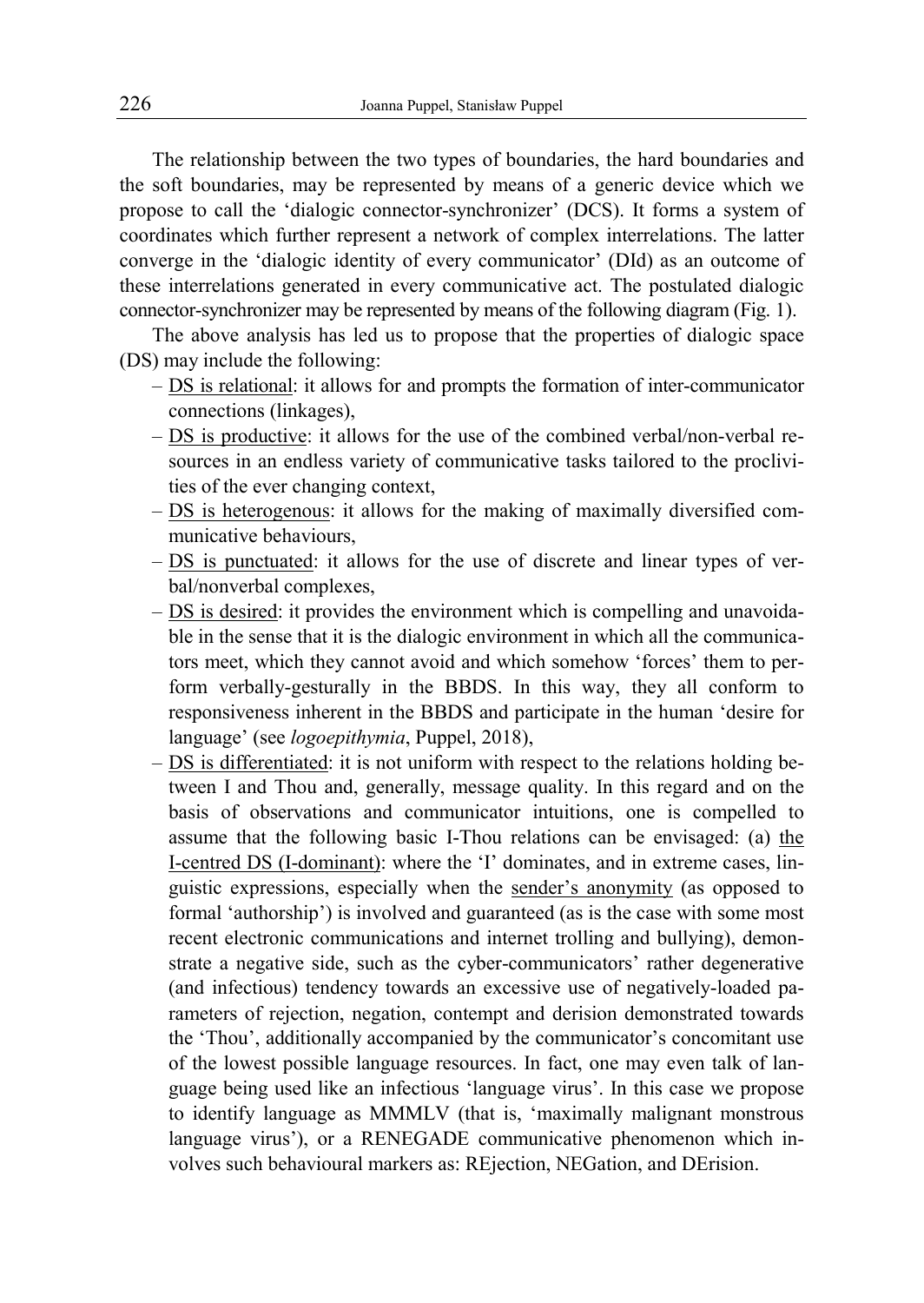The relationship between the two types of boundaries, the hard boundaries and the soft boundaries, may be represented by means of a generic device which we propose to call the 'dialogic connector-synchronizer' (DCS). It forms a system of coordinates which further represent a network of complex interrelations. The latter converge in the 'dialogic identity of every communicator' (DId) as an outcome of these interrelations generated in every communicative act. The postulated dialogic connector-synchronizer may be represented by means of the following diagram (Fig. 1).

The above analysis has led us to propose that the properties of dialogic space (DS) may include the following:

- <u>DS is relational</u>: it allows for and prompts the formation of inter-communicator connections (linkages),
- <u>DS is productive</u>: it allows for the use of the combined verbal/non-verbal resources in an endless variety of communicative tasks tailored to the proclivities of the ever changing context,
- <u>DS is heterogenous</u>: it allows for the making of maximally diversified communicative behaviours,
- <u>DS is punctuated</u>: it allows for the use of discrete and linear types of verbal/nonverbal complexes,
- <u>DS is desired</u>: it provides the environment which is compelling and unavoidable in the sense that it is the dialogic environment in which all the communicators meet, which they cannot avoid and which somehow 'forces' them to perform verbally-gesturally in the BBDS. In this way, they all conform to responsiveness inherent in the BBDS and participate in the human 'desire for language' (see *logoepithymia*, Puppel, 2018),
- <u>DS is differentiated</u>: it is not uniform with respect to the relations holding between I and Thou and, generally, message quality. In this regard and on the basis of observations and communicator intuitions, one is compelled to assume that the following basic I-Thou relations can be envisaged: (a) <u>the I-centred DS (I-dominant)</u>: where the 'I' dominates, and in extreme cases, linguistic expressions, especially when the <u>sender's anonymity</u> (as opposed to formal 'authorship') is involved and guaranteed (as is the case with some most recent electronic communications and internet trolling and bullying), demonstrate a negative side, such as the cyber-communicators' rather degenerative (and infectious) tendency towards an excessive use of negatively-loaded parameters of rejection, negation, contempt and derision demonstrated towards the 'Thou', additionally accompanied by the communicator's concomitant use of the lowest possible language resources. In fact, one may even talk of language being used like an infectious 'language virus'. In this case we propose to identify language as MMMLV (that is, 'maximally malignant monstrous language virus'), or a RENEGADE communicative phenomenon which involves such behavioural markers as: REjection, NEGation, and DErision.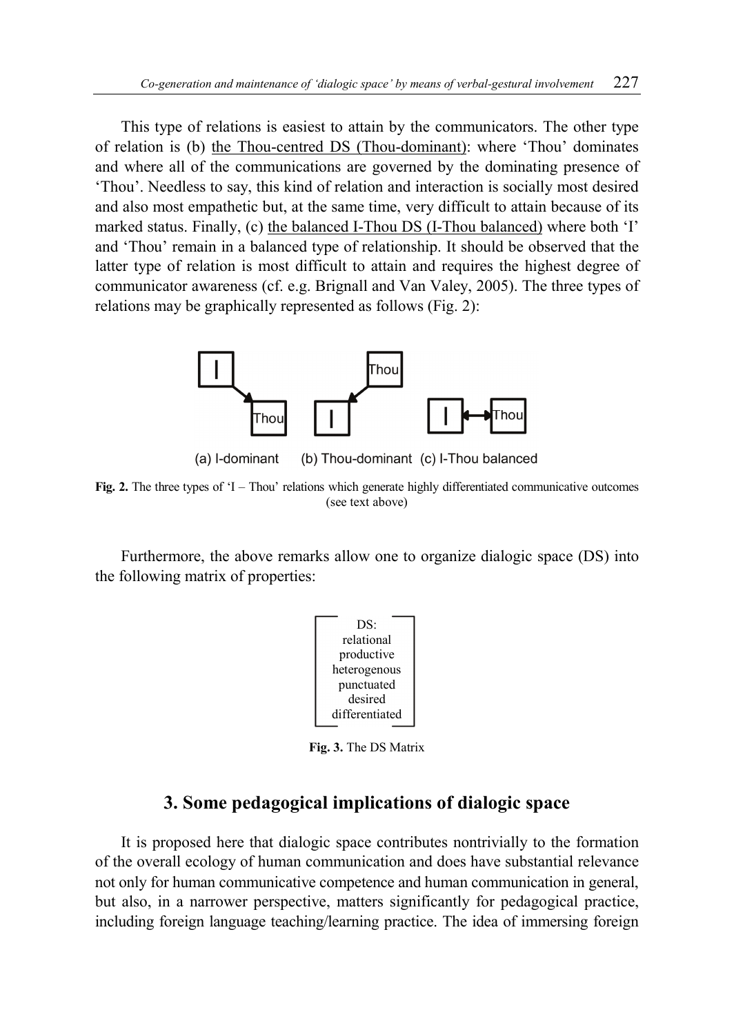This type of relations is easiest to attain by the communicators. The other type of relation is (b) the Thou-centred DS (Thou-dominant): where 'Thou' dominates and where all of the communications are governed by the dominating presence of 'Thou'. Needless to say, this kind of relation and interaction is socially most desired and also most empathetic but, at the same time, very difficult to attain because of its marked status. Finally, (c) the balanced I-Thou DS (I-Thou balanced) where both 'I' and 'Thou' remain in a balanced type of relationship. It should be observed that the latter type of relation is most difficult to attain and requires the highest degree of communicator awareness (cf. e.g. Brignall and Van Valey, 2005). The three types of relations may be graphically represented as follows (Fig. 2):

(a) I-dominant (b) Thou-dominant (c) I-Thou balanced

**Fig. 2.** The three types of 'I – Thou' relations which generate highly differentiated communicative outcomes (see text above)

Furthermore, the above remarks allow one to organize dialogic space (DS) into the following matrix of properties:

DS:
relational
productive
heterogenous
punctuated
desired
differentiated

**Fig. 3.** The DS Matrix

## 3. Some pedagogical implications of dialogic space

It is proposed here that dialogic space contributes nontrivially to the formation of the overall ecology of human communication and does have substantial relevance not only for human communicative competence and human communication in general, but also, in a narrower perspective, matters significantly for pedagogical practice, including foreign language teaching/learning practice. The idea of immersing foreign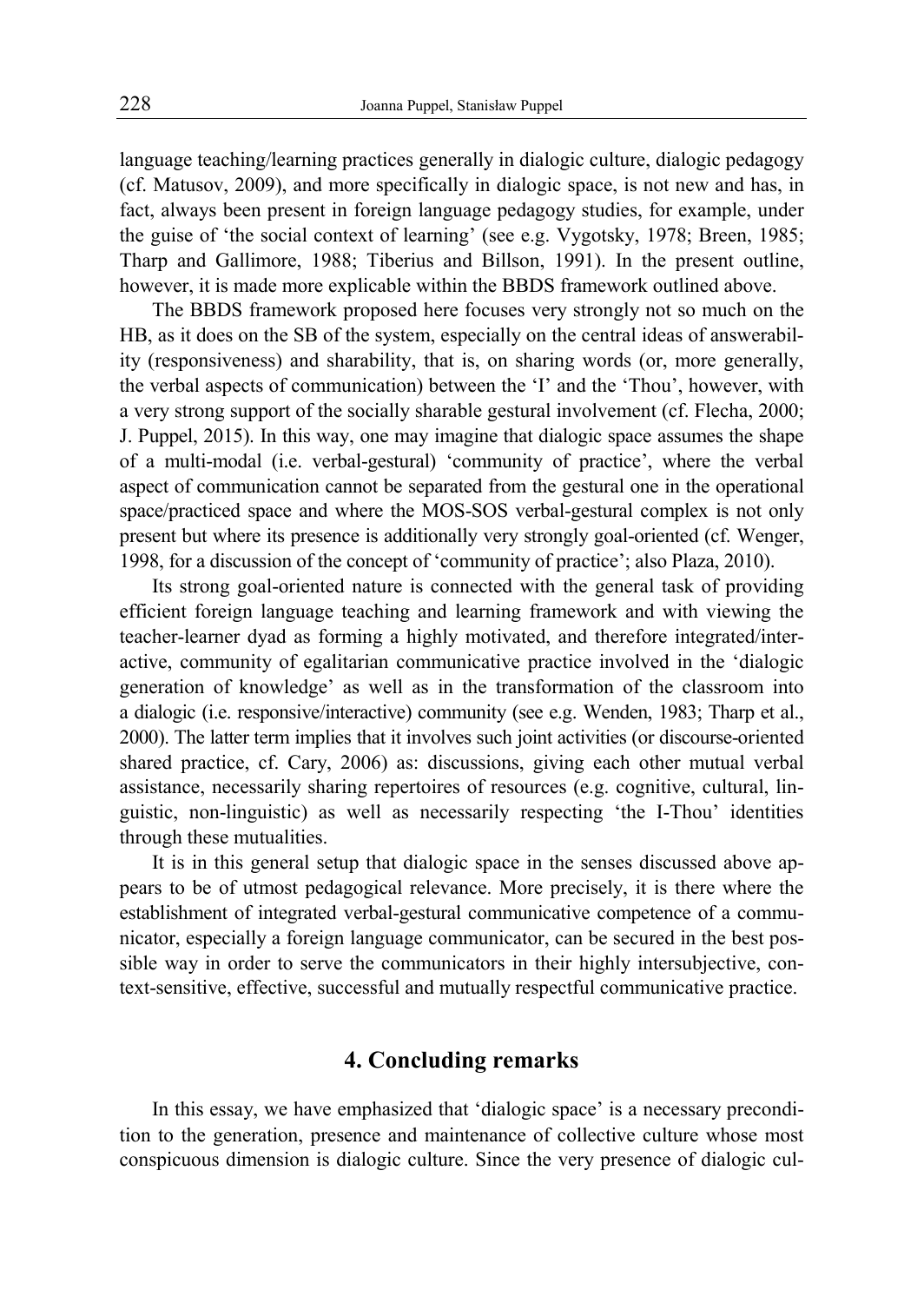language teaching/learning practices generally in dialogic culture, dialogic pedagogy (cf. Matusov, 2009), and more specifically in dialogic space, is not new and has, in fact, always been present in foreign language pedagogy studies, for example, under the guise of 'the social context of learning' (see e.g. Vygotsky, 1978; Breen, 1985; Tharp and Gallimore, 1988; Tiberius and Billson, 1991). In the present outline, however, it is made more explicable within the BBDS framework outlined above.

The BBDS framework proposed here focuses very strongly not so much on the HB, as it does on the SB of the system, especially on the central ideas of answerability (responsiveness) and sharability, that is, on sharing words (or, more generally, the verbal aspects of communication) between the 'I' and the 'Thou', however, with a very strong support of the socially sharable gestural involvement (cf. Flecha, 2000; J. Puppel, 2015). In this way, one may imagine that dialogic space assumes the shape of a multi-modal (i.e. verbal-gestural) 'community of practice', where the verbal aspect of communication cannot be separated from the gestural one in the operational space/practiced space and where the MOS-SOS verbal-gestural complex is not only present but where its presence is additionally very strongly goal-oriented (cf. Wenger, 1998, for a discussion of the concept of 'community of practice'; also Plaza, 2010).

Its strong goal-oriented nature is connected with the general task of providing efficient foreign language teaching and learning framework and with viewing the teacher-learner dyad as forming a highly motivated, and therefore integrated/interactive, community of egalitarian communicative practice involved in the 'dialogic generation of knowledge' as well as in the transformation of the classroom into a dialogic (i.e. responsive/interactive) community (see e.g. Wenden, 1983; Tharp et al., 2000). The latter term implies that it involves such joint activities (or discourse-oriented shared practice, cf. Cary, 2006) as: discussions, giving each other mutual verbal assistance, necessarily sharing repertoires of resources (e.g. cognitive, cultural, linguistic, non-linguistic) as well as necessarily respecting 'the I-Thou' identities through these mutualities.

It is in this general setup that dialogic space in the senses discussed above appears to be of utmost pedagogical relevance. More precisely, it is there where the establishment of integrated verbal-gestural communicative competence of a communicator, especially a foreign language communicator, can be secured in the best possible way in order to serve the communicators in their highly intersubjective, context-sensitive, effective, successful and mutually respectful communicative practice.

## 4. Concluding remarks

In this essay, we have emphasized that 'dialogic space' is a necessary precondition to the generation, presence and maintenance of collective culture whose most conspicuous dimension is dialogic culture. Since the very presence of dialogic cul-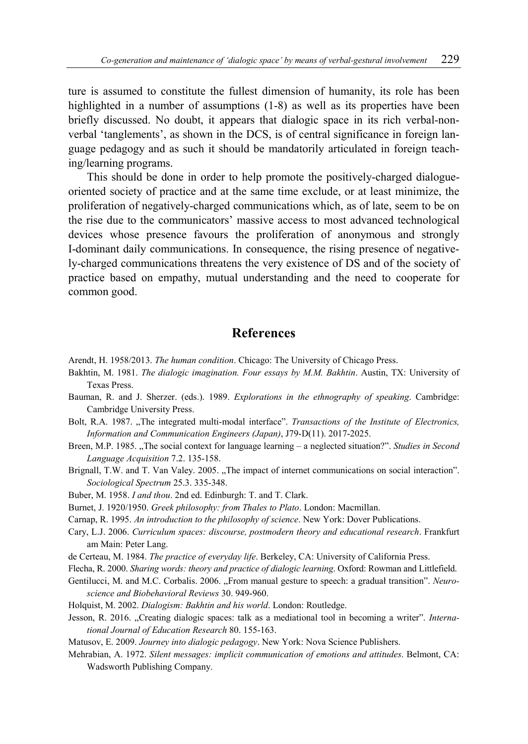ture is assumed to constitute the fullest dimension of humanity, its role has been highlighted in a number of assumptions (1-8) as well as its properties have been briefly discussed. No doubt, it appears that dialogic space in its rich verbal-non-verbal 'tanglements', as shown in the DCS, is of central significance in foreign language pedagogy and as such it should be mandatorily articulated in foreign teaching/learning programs.

This should be done in order to help promote the positively-charged dialogue-oriented society of practice and at the same time exclude, or at least minimize, the proliferation of negatively-charged communications which, as of late, seem to be on the rise due to the communicators' massive access to most advanced technological devices whose presence favours the proliferation of anonymous and strongly I-dominant daily communications. In consequence, the rising presence of negatively-charged communications threatens the very existence of DS and of the society of practice based on empathy, mutual understanding and the need to cooperate for common good.

## References

Arendt, H. 1958/2013. *The human condition*. Chicago: The University of Chicago Press.

Bakhtin, M. 1981. *The dialogic imagination. Four essays by M.M. Bakhtin*. Austin, TX: University of Texas Press.

Bauman, R. and J. Sherzer. (eds.). 1989. *Explorations in the ethnography of speaking*. Cambridge: Cambridge University Press.

Bolt, R.A. 1987. „The integrated multi-modal interface". *Transactions of the Institute of Electronics, Information and Communication Engineers (Japan)*, J79-D(11). 2017-2025.

Breen, M.P. 1985. „The social context for language learning – a neglected situation?". *Studies in Second Language Acquisition* 7.2. 135-158.

Brignall, T.W. and T. Van Valey. 2005. „The impact of internet communications on social interaction". *Sociological Spectrum* 25.3. 335-348.

Buber, M. 1958. *I and thou*. 2nd ed. Edinburgh: T. and T. Clark.

Burnet, J. 1920/1950. *Greek philosophy: from Thales to Plato*. London: Macmillan.

Carnap, R. 1995. *An introduction to the philosophy of science*. New York: Dover Publications.

Cary, L.J. 2006. *Curriculum spaces: discourse, postmodern theory and educational research*. Frankfurt am Main: Peter Lang.

de Certeau, M. 1984. *The practice of everyday life*. Berkeley, CA: University of California Press.

Flecha, R. 2000. *Sharing words: theory and practice of dialogic learning*. Oxford: Rowman and Littlefield.

Gentilucci, M. and M.C. Corbalis. 2006. „From manual gesture to speech: a graduał transition". *Neuroscience and Biobehavioral Reviews* 30. 949-960.

Holquist, M. 2002. *Dialogism: Bakhtin and his world*. London: Routledge.

Jesson, R. 2016. „Creating dialogic spaces: talk as a mediational tool in becoming a writer". *International Journal of Education Research* 80. 155-163.

Matusov, E. 2009. *Journey into dialogic pedagogy*. New York: Nova Science Publishers.

Mehrabian, A. 1972. *Silent messages: implicit communication of emotions and attitudes*. Belmont, CA: Wadsworth Publishing Company.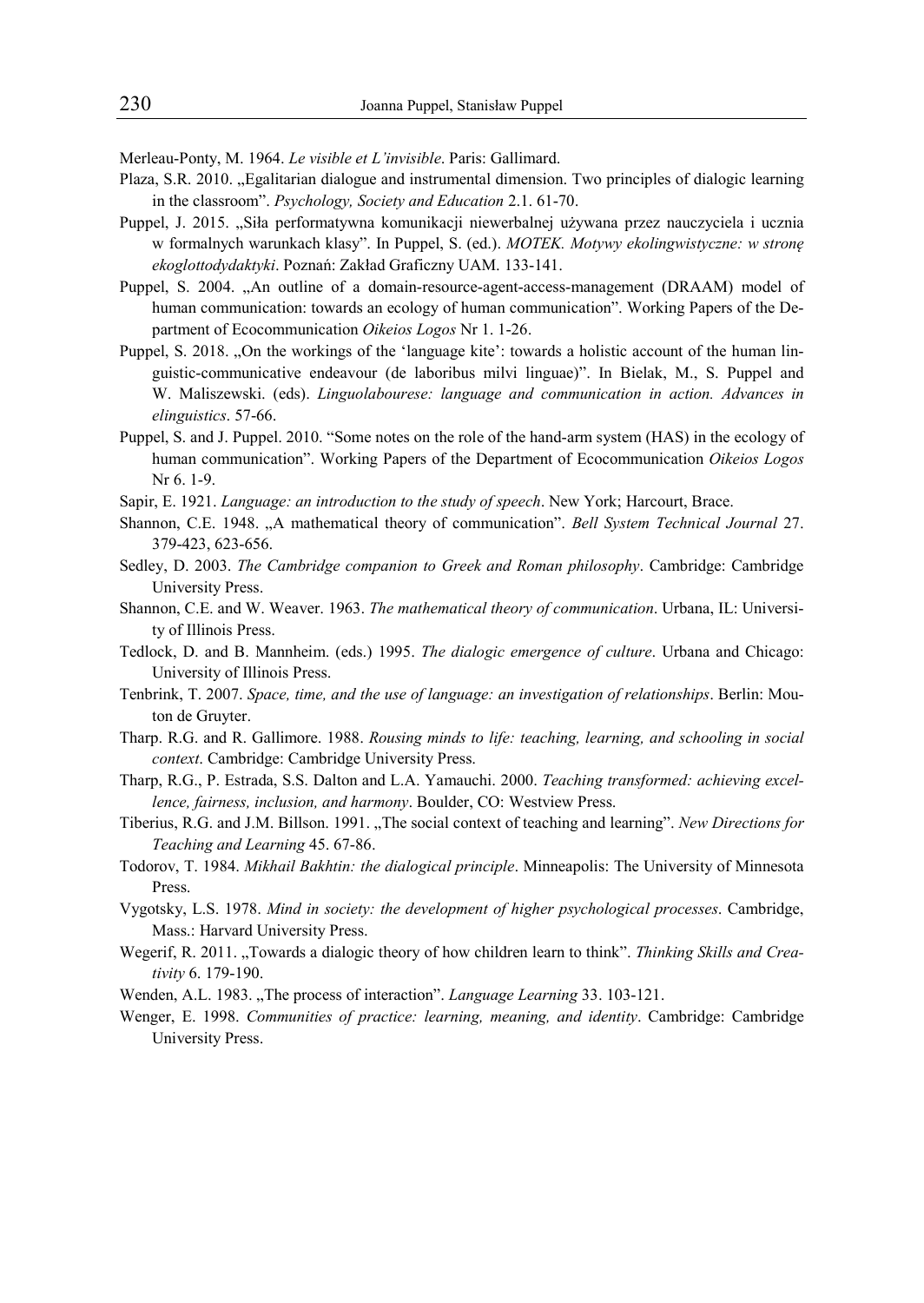Merleau-Ponty, M. 1964. *Le visible et L'invisible*. Paris: Gallimard.

Plaza, S.R. 2010. „Egalitarian dialogue and instrumental dimension. Two principles of dialogic learning in the classroom". *Psychology, Society and Education* 2.1. 61-70.

Puppel, J. 2015. „Siła performatywna komunikacji niewerbalnej używana przez nauczyciela i ucznia w formalnych warunkach klasy". In Puppel, S. (ed.). *MOTEK. Motywy ekolingwistyczne: w stronę ekoglottodydaktyki*. Poznań: Zakład Graficzny UAM. 133-141.

Puppel, S. 2004. „An outline of a domain-resource-agent-access-management (DRAAM) model of human communication: towards an ecology of human communication". Working Papers of the Department of Ecocommunication *Oikeios Logos* Nr 1. 1-26.

Puppel, S. 2018. „On the workings of the 'language kite': towards a holistic account of the human linguistic-communicative endeavour (de laboribus milvi linguae)". In Bielak, M., S. Puppel and W. Maliszewski. (eds). *Linguolabourese: language and communication in action. Advances in elinguistics*. 57-66.

Puppel, S. and J. Puppel. 2010. "Some notes on the role of the hand-arm system (HAS) in the ecology of human communication". Working Papers of the Department of Ecocommunication *Oikeios Logos* Nr 6. 1-9.

Sapir, E. 1921. *Language: an introduction to the study of speech*. New York; Harcourt, Brace.

Shannon, C.E. 1948. „A mathematical theory of communication". *Bell System Technical Journal* 27. 379-423, 623-656.

Sedley, D. 2003. *The Cambridge companion to Greek and Roman philosophy*. Cambridge: Cambridge University Press.

Shannon, C.E. and W. Weaver. 1963. *The mathematical theory of communication*. Urbana, IL: University of Illinois Press.

Tedlock, D. and B. Mannheim. (eds.) 1995. *The dialogic emergence of culture*. Urbana and Chicago: University of Illinois Press.

Tenbrink, T. 2007. *Space, time, and the use of language: an investigation of relationships*. Berlin: Mouton de Gruyter.

Tharp. R.G. and R. Gallimore. 1988. *Rousing minds to life: teaching, learning, and schooling in social context*. Cambridge: Cambridge University Press.

Tharp, R.G., P. Estrada, S.S. Dalton and L.A. Yamauchi. 2000. *Teaching transformed: achieving excellence, fairness, inclusion, and harmony*. Boulder, CO: Westview Press.

Tiberius, R.G. and J.M. Billson. 1991. „The social context of teaching and learning". *New Directions for Teaching and Learning* 45. 67-86.

Todorov, T. 1984. *Mikhail Bakhtin: the dialogical principle*. Minneapolis: The University of Minnesota Press.

Vygotsky, L.S. 1978. *Mind in society: the development of higher psychological processes*. Cambridge, Mass.: Harvard University Press.

Wegerif, R. 2011. „Towards a dialogic theory of how children learn to think". *Thinking Skills and Creativity* 6. 179-190.

Wenden, A.L. 1983. „The process of interaction". *Language Learning* 33. 103-121.

Wenger, E. 1998. *Communities of practice: learning, meaning, and identity*. Cambridge: Cambridge University Press.